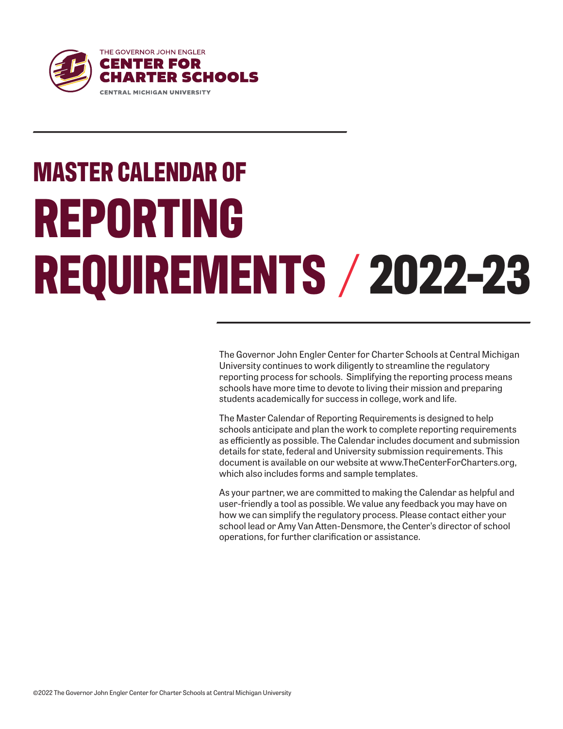THE GOVERNOR JOHN ENGLER
**CENTER FOR CHARTER SCHOOLS**
CENTRAL MICHIGAN UNIVERSITY

# MASTER CALENDAR OF REPORTING REQUIREMENTS / 2022-23

The Governor John Engler Center for Charter Schools at Central Michigan University continues to work diligently to streamline the regulatory reporting process for schools. Simplifying the reporting process means schools have more time to devote to living their mission and preparing students academically for success in college, work and life.

The Master Calendar of Reporting Requirements is designed to help schools anticipate and plan the work to complete reporting requirements as efficiently as possible. The Calendar includes document and submission details for state, federal and University submission requirements. This document is available on our website at www.TheCenterForCharters.org, which also includes forms and sample templates.

As your partner, we are committed to making the Calendar as helpful and user-friendly a tool as possible. We value any feedback you may have on how we can simplify the regulatory process. Please contact either your school lead or Amy Van Atten-Densmore, the Center's director of school operations, for further clarification or assistance.

©2022 The Governor John Engler Center for Charter Schools at Central Michigan University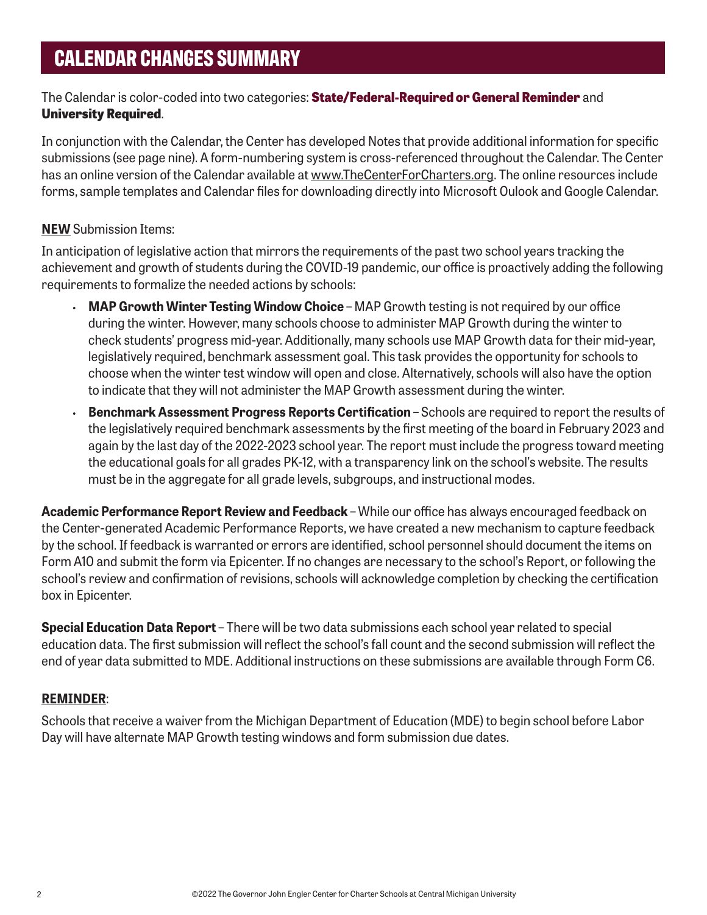# CALENDAR CHANGES SUMMARY

The Calendar is color-coded into two categories: **State/Federal-Required or General Reminder** and **University Required**.

In conjunction with the Calendar, the Center has developed Notes that provide additional information for specific submissions (see page nine). A form-numbering system is cross-referenced throughout the Calendar. The Center has an online version of the Calendar available at www.TheCenterForCharters.org. The online resources include forms, sample templates and Calendar files for downloading directly into Microsoft Oulook and Google Calendar.

**NEW** Submission Items:

In anticipation of legislative action that mirrors the requirements of the past two school years tracking the achievement and growth of students during the COVID-19 pandemic, our office is proactively adding the following requirements to formalize the needed actions by schools:

- **MAP Growth Winter Testing Window Choice** – MAP Growth testing is not required by our office during the winter. However, many schools choose to administer MAP Growth during the winter to check students' progress mid-year. Additionally, many schools use MAP Growth data for their mid-year, legislatively required, benchmark assessment goal. This task provides the opportunity for schools to choose when the winter test window will open and close. Alternatively, schools will also have the option to indicate that they will not administer the MAP Growth assessment during the winter.
- **Benchmark Assessment Progress Reports Certification** – Schools are required to report the results of the legislatively required benchmark assessments by the first meeting of the board in February 2023 and again by the last day of the 2022-2023 school year. The report must include the progress toward meeting the educational goals for all grades PK-12, with a transparency link on the school's website. The results must be in the aggregate for all grade levels, subgroups, and instructional modes.

**Academic Performance Report Review and Feedback** – While our office has always encouraged feedback on the Center-generated Academic Performance Reports, we have created a new mechanism to capture feedback by the school. If feedback is warranted or errors are identified, school personnel should document the items on Form A10 and submit the form via Epicenter. If no changes are necessary to the school's Report, or following the school's review and confirmation of revisions, schools will acknowledge completion by checking the certification box in Epicenter.

**Special Education Data Report** – There will be two data submissions each school year related to special education data. The first submission will reflect the school's fall count and the second submission will reflect the end of year data submitted to MDE. Additional instructions on these submissions are available through Form C6.

**REMINDER**:

Schools that receive a waiver from the Michigan Department of Education (MDE) to begin school before Labor Day will have alternate MAP Growth testing windows and form submission due dates.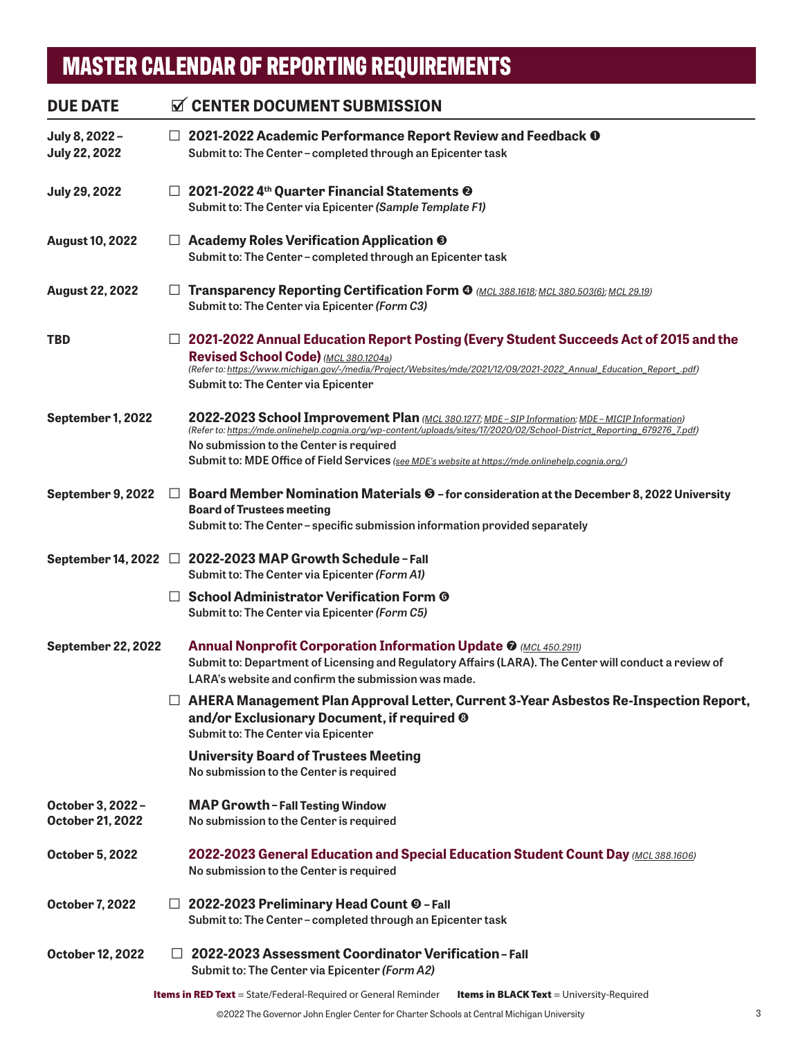# MASTER CALENDAR OF REPORTING REQUIREMENTS

| DUE DATE | ☑ CENTER DOCUMENT SUBMISSION |
|---|---|
| **July 8, 2022 – July 22, 2022** | ☐ **2021-2022 Academic Performance Report Review and Feedback ❶**<br>Submit to: The Center – completed through an Epicenter task |
| **July 29, 2022** | ☐ **2021-2022 4th Quarter Financial Statements ❷**<br>Submit to: The Center via Epicenter *(Sample Template F1)* |
| **August 10, 2022** | ☐ **Academy Roles Verification Application ❸**<br>Submit to: The Center – completed through an Epicenter task |
| **August 22, 2022** | ☐ **Transparency Reporting Certification Form ❹** *(MCL 388.1618; MCL 380.503(6); MCL 29.19)*<br>Submit to: The Center via Epicenter *(Form C3)* |
| **TBD** | ☐ **2021-2022 Annual Education Report Posting (Every Student Succeeds Act of 2015 and the Revised School Code)** *(MCL 380.1204a)*<br>*(Refer to: https://www.michigan.gov/-/media/Project/Websites/mde/2021/12/09/2021-2022_Annual_Education_Report_.pdf)*<br>Submit to: The Center via Epicenter |
| **September 1, 2022** | **2022-2023 School Improvement Plan** *(MCL 380.1277; MDE – SIP Information; MDE – MICIP Information)*<br>*(Refer to: https://mde.onlinehelp.cognia.org/wp-content/uploads/sites/17/2020/02/School-District_Reporting_679276_7.pdf)*<br>No submission to the Center is required<br>Submit to: MDE Office of Field Services *(see MDE's website at https://mde.onlinehelp.cognia.org/)* |
| **September 9, 2022** | ☐ **Board Member Nomination Materials ❺ – for consideration at the December 8, 2022 University Board of Trustees meeting**<br>Submit to: The Center – specific submission information provided separately |
| **September 14, 2022** | ☐ **2022-2023 MAP Growth Schedule – Fall**<br>Submit to: The Center via Epicenter *(Form A1)* |
| | ☐ **School Administrator Verification Form ❻**<br>Submit to: The Center via Epicenter *(Form C5)* |
| **September 22, 2022** | **Annual Nonprofit Corporation Information Update ❼** *(MCL 450.2911)*<br>Submit to: Department of Licensing and Regulatory Affairs (LARA). The Center will conduct a review of LARA's website and confirm the submission was made. |
| | ☐ **AHERA Management Plan Approval Letter, Current 3-Year Asbestos Re-Inspection Report, and/or Exclusionary Document, if required ❽**<br>Submit to: The Center via Epicenter |
| | **University Board of Trustees Meeting**<br>No submission to the Center is required |
| **October 3, 2022 – October 21, 2022** | **MAP Growth – Fall Testing Window**<br>No submission to the Center is required |
| **October 5, 2022** | **2022-2023 General Education and Special Education Student Count Day** *(MCL 388.1606)*<br>No submission to the Center is required |
| **October 7, 2022** | ☐ **2022-2023 Preliminary Head Count ❾ – Fall**<br>Submit to: The Center – completed through an Epicenter task |
| **October 12, 2022** | ☐ **2022-2023 Assessment Coordinator Verification – Fall**<br>Submit to: The Center via Epicenter *(Form A2)* |

**Items in RED Text** = State/Federal-Required or General Reminder **Items in BLACK Text** = University-Required

©2022 The Governor John Engler Center for Charter Schools at Central Michigan University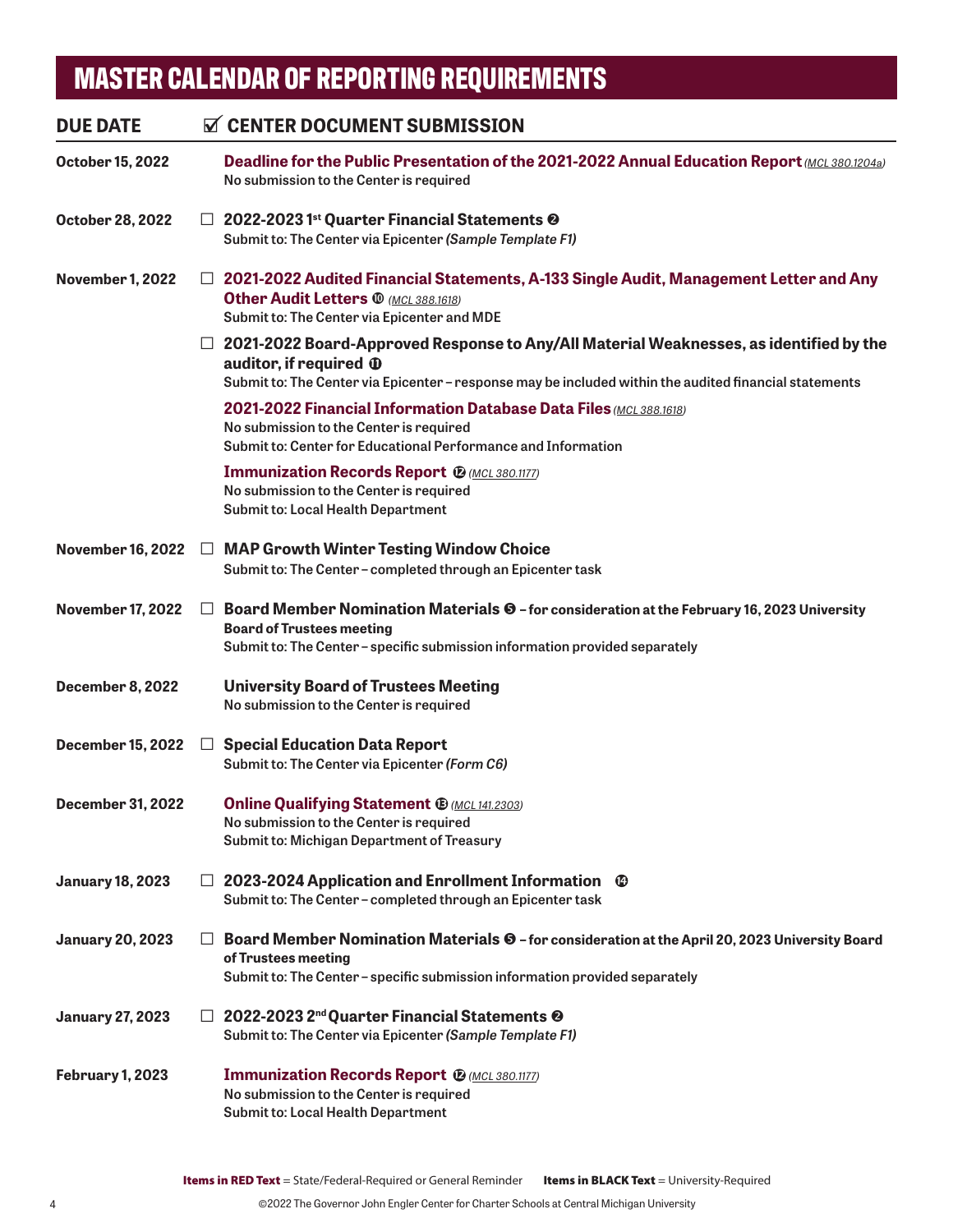# MASTER CALENDAR OF REPORTING REQUIREMENTS

| DUE DATE | ☑ CENTER DOCUMENT SUBMISSION |
|---|---|
| **October 15, 2022** | **Deadline for the Public Presentation of the 2021-2022 Annual Education Report** *(MCL 380.1204a)*<br>No submission to the Center is required |
| **October 28, 2022** | ☐ **2022-2023 1st Quarter Financial Statements ❷**<br>Submit to: The Center via Epicenter *(Sample Template F1)* |
| **November 1, 2022** | ☐ **2021-2022 Audited Financial Statements, A-133 Single Audit, Management Letter and Any Other Audit Letters ❿** *(MCL 388.1618)*<br>Submit to: The Center via Epicenter and MDE |
| | ☐ **2021-2022 Board-Approved Response to Any/All Material Weaknesses, as identified by the auditor, if required ⓫**<br>Submit to: The Center via Epicenter – response may be included within the audited financial statements |
| | **2021-2022 Financial Information Database Data Files** *(MCL 388.1618)*<br>No submission to the Center is required<br>Submit to: Center for Educational Performance and Information |
| | **Immunization Records Report ⓬** *(MCL 380.1177)*<br>No submission to the Center is required<br>Submit to: Local Health Department |
| **November 16, 2022** | ☐ **MAP Growth Winter Testing Window Choice**<br>Submit to: The Center – completed through an Epicenter task |
| **November 17, 2022** | ☐ **Board Member Nomination Materials ❺** – for consideration at the February 16, 2023 University Board of Trustees meeting<br>Submit to: The Center – specific submission information provided separately |
| **December 8, 2022** | **University Board of Trustees Meeting**<br>No submission to the Center is required |
| **December 15, 2022** | ☐ **Special Education Data Report**<br>Submit to: The Center via Epicenter *(Form C6)* |
| **December 31, 2022** | **Online Qualifying Statement ⓭** *(MCL 141.2303)*<br>No submission to the Center is required<br>Submit to: Michigan Department of Treasury |
| **January 18, 2023** | ☐ **2023-2024 Application and Enrollment Information ⓮**<br>Submit to: The Center – completed through an Epicenter task |
| **January 20, 2023** | ☐ **Board Member Nomination Materials ❺** – for consideration at the April 20, 2023 University Board of Trustees meeting<br>Submit to: The Center – specific submission information provided separately |
| **January 27, 2023** | ☐ **2022-2023 2nd Quarter Financial Statements ❷**<br>Submit to: The Center via Epicenter *(Sample Template F1)* |
| **February 1, 2023** | **Immunization Records Report ⓬** *(MCL 380.1177)*<br>No submission to the Center is required<br>Submit to: Local Health Department |

**Items in RED Text** = State/Federal-Required or General Reminder **Items in BLACK Text** = University-Required

©2022 The Governor John Engler Center for Charter Schools at Central Michigan University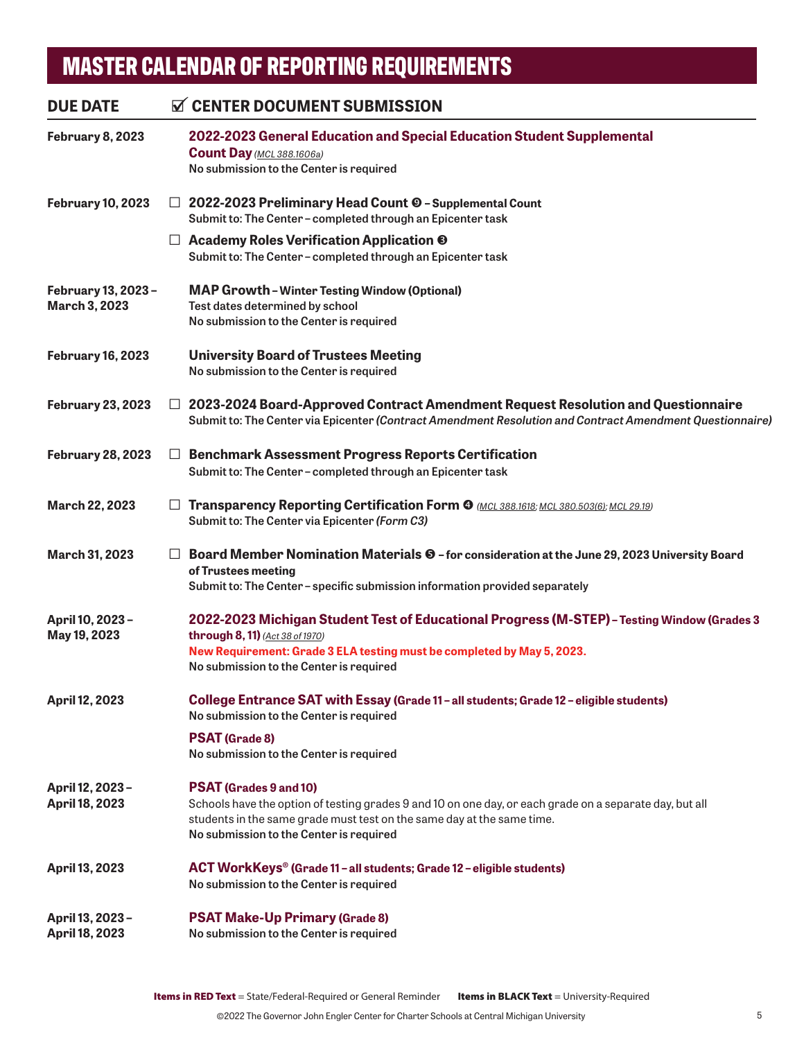# MASTER CALENDAR OF REPORTING REQUIREMENTS

| DUE DATE | ☑ CENTER DOCUMENT SUBMISSION |
|---|---|
| **February 8, 2023** | **2022-2023 General Education and Special Education Student Supplemental Count Day** *(MCL 388.1606a)*<br>**No submission to the Center is required** |
| **February 10, 2023** | ☐ **2022-2023 Preliminary Head Count ❾ – Supplemental Count**<br>**Submit to: The Center – completed through an Epicenter task**<br>☐ **Academy Roles Verification Application ❸**<br>**Submit to: The Center – completed through an Epicenter task** |
| **February 13, 2023 – March 3, 2023** | **MAP Growth – Winter Testing Window (Optional)**<br>**Test dates determined by school**<br>**No submission to the Center is required** |
| **February 16, 2023** | **University Board of Trustees Meeting**<br>**No submission to the Center is required** |
| **February 23, 2023** | ☐ **2023-2024 Board-Approved Contract Amendment Request Resolution and Questionnaire**<br>**Submit to: The Center via Epicenter *(Contract Amendment Resolution and Contract Amendment Questionnaire)*** |
| **February 28, 2023** | ☐ **Benchmark Assessment Progress Reports Certification**<br>**Submit to: The Center – completed through an Epicenter task** |
| **March 22, 2023** | ☐ **Transparency Reporting Certification Form ❹** *(MCL 388.1618; MCL 380.503(6); MCL 29.19)*<br>**Submit to: The Center via Epicenter *(Form C3)*** |
| **March 31, 2023** | ☐ **Board Member Nomination Materials ❺ – for consideration at the June 29, 2023 University Board of Trustees meeting**<br>**Submit to: The Center – specific submission information provided separately** |
| **April 10, 2023 – May 19, 2023** | **2022-2023 Michigan Student Test of Educational Progress (M-STEP) – Testing Window (Grades 3 through 8, 11)** *(Act 38 of 1970)*<br>**New Requirement: Grade 3 ELA testing must be completed by May 5, 2023.**<br>**No submission to the Center is required** |
| **April 12, 2023** | **College Entrance SAT with Essay (Grade 11 – all students; Grade 12 – eligible students)**<br>**No submission to the Center is required**<br>**PSAT (Grade 8)**<br>**No submission to the Center is required** |
| **April 12, 2023 – April 18, 2023** | **PSAT (Grades 9 and 10)**<br>Schools have the option of testing grades 9 and 10 on one day, or each grade on a separate day, but all students in the same grade must test on the same day at the same time.<br>**No submission to the Center is required** |
| **April 13, 2023** | **ACT WorkKeys® (Grade 11 – all students; Grade 12 – eligible students)**<br>**No submission to the Center is required** |
| **April 13, 2023 – April 18, 2023** | **PSAT Make-Up Primary (Grade 8)**<br>**No submission to the Center is required** |

**Items in RED Text** = State/Federal-Required or General Reminder   **Items in BLACK Text** = University-Required

©2022 The Governor John Engler Center for Charter Schools at Central Michigan University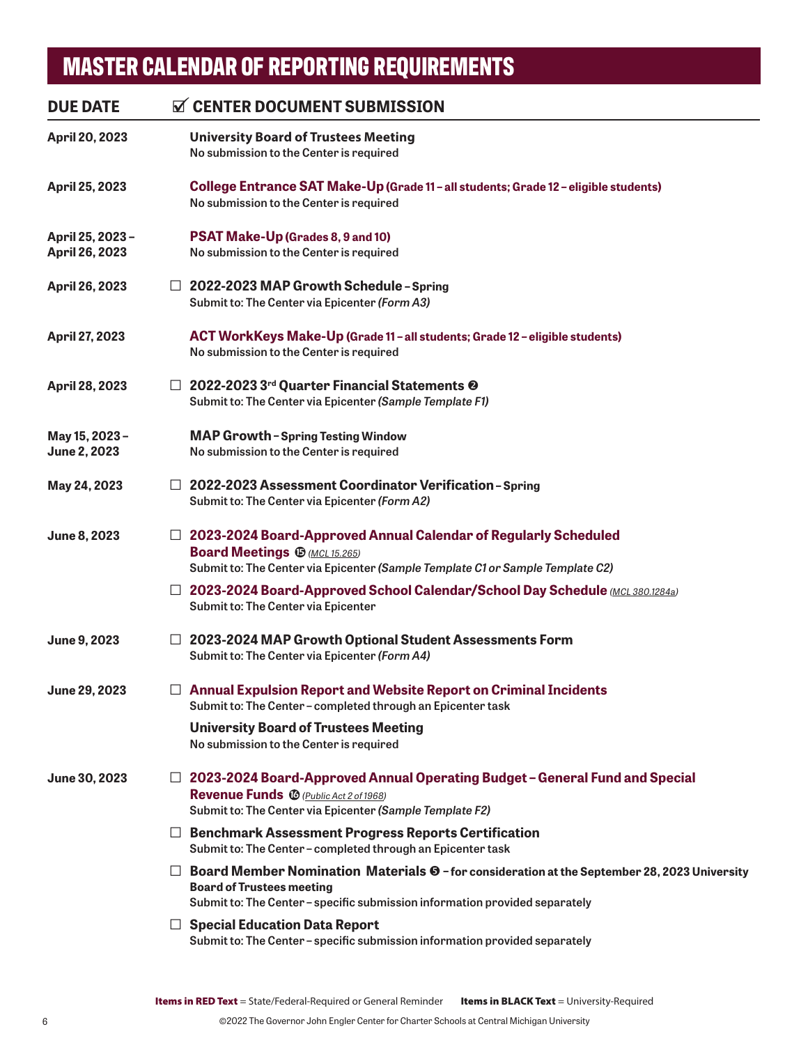# MASTER CALENDAR OF REPORTING REQUIREMENTS

| DUE DATE | ☑ CENTER DOCUMENT SUBMISSION |
|---|---|
| **April 20, 2023** | **University Board of Trustees Meeting**<br>No submission to the Center is required |
| **April 25, 2023** | **College Entrance SAT Make-Up (Grade 11 – all students; Grade 12 – eligible students)**<br>No submission to the Center is required |
| **April 25, 2023 – April 26, 2023** | **PSAT Make-Up (Grades 8, 9 and 10)**<br>No submission to the Center is required |
| **April 26, 2023** | ☐ **2022-2023 MAP Growth Schedule – Spring**<br>Submit to: The Center via Epicenter *(Form A3)* |
| **April 27, 2023** | **ACT WorkKeys Make-Up (Grade 11 – all students; Grade 12 – eligible students)**<br>No submission to the Center is required |
| **April 28, 2023** | ☐ **2022-2023 3rd Quarter Financial Statements ❷**<br>Submit to: The Center via Epicenter *(Sample Template F1)* |
| **May 15, 2023 – June 2, 2023** | **MAP Growth – Spring Testing Window**<br>No submission to the Center is required |
| **May 24, 2023** | ☐ **2022-2023 Assessment Coordinator Verification – Spring**<br>Submit to: The Center via Epicenter *(Form A2)* |
| **June 8, 2023** | ☐ **2023-2024 Board-Approved Annual Calendar of Regularly Scheduled Board Meetings ⓯** *(MCL 15.265)*<br>Submit to: The Center via Epicenter *(Sample Template C1 or Sample Template C2)*<br>☐ **2023-2024 Board-Approved School Calendar/School Day Schedule** *(MCL 380.1284a)*<br>Submit to: The Center via Epicenter |
| **June 9, 2023** | ☐ **2023-2024 MAP Growth Optional Student Assessments Form**<br>Submit to: The Center via Epicenter *(Form A4)* |
| **June 29, 2023** | ☐ **Annual Expulsion Report and Website Report on Criminal Incidents**<br>Submit to: The Center – completed through an Epicenter task<br>**University Board of Trustees Meeting**<br>No submission to the Center is required |
| **June 30, 2023** | ☐ **2023-2024 Board-Approved Annual Operating Budget – General Fund and Special Revenue Funds ⓰** *(Public Act 2 of 1968)*<br>Submit to: The Center via Epicenter *(Sample Template F2)*<br>☐ **Benchmark Assessment Progress Reports Certification**<br>Submit to: The Center – completed through an Epicenter task<br>☐ **Board Member Nomination Materials ❺ – for consideration at the September 28, 2023 University Board of Trustees meeting**<br>Submit to: The Center – specific submission information provided separately<br>☐ **Special Education Data Report**<br>Submit to: The Center – specific submission information provided separately |

**Items in RED Text** = State/Federal-Required or General Reminder  **Items in BLACK Text** = University-Required

©2022 The Governor John Engler Center for Charter Schools at Central Michigan University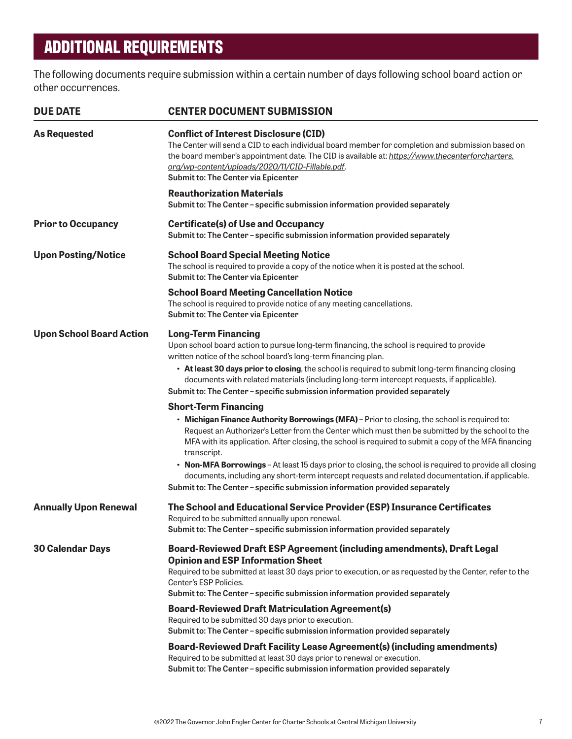# ADDITIONAL REQUIREMENTS

The following documents require submission within a certain number of days following school board action or other occurrences.

| DUE DATE | CENTER DOCUMENT SUBMISSION |
|---|---|
| **As Requested** | **Conflict of Interest Disclosure (CID)**<br>The Center will send a CID to each individual board member for completion and submission based on the board member's appointment date. The CID is available at: *https://www.thecenterforcharters.org/wp-content/uploads/2020/11/CID-Fillable.pdf*.<br>**Submit to: The Center via Epicenter** |
| | **Reauthorization Materials**<br>**Submit to: The Center – specific submission information provided separately** |
| **Prior to Occupancy** | **Certificate(s) of Use and Occupancy**<br>**Submit to: The Center – specific submission information provided separately** |
| **Upon Posting/Notice** | **School Board Special Meeting Notice**<br>The school is required to provide a copy of the notice when it is posted at the school.<br>**Submit to: The Center via Epicenter** |
| | **School Board Meeting Cancellation Notice**<br>The school is required to provide notice of any meeting cancellations.<br>**Submit to: The Center via Epicenter** |
| **Upon School Board Action** | **Long-Term Financing**<br>Upon school board action to pursue long-term financing, the school is required to provide written notice of the school board's long-term financing plan.<br>• **At least 30 days prior to closing**, the school is required to submit long-term financing closing documents with related materials (including long-term intercept requests, if applicable).<br>**Submit to: The Center – specific submission information provided separately** |
| | **Short-Term Financing**<br>• **Michigan Finance Authority Borrowings (MFA)** – Prior to closing, the school is required to: Request an Authorizer's Letter from the Center which must then be submitted by the school to the MFA with its application. After closing, the school is required to submit a copy of the MFA financing transcript.<br>• **Non-MFA Borrowings** – At least 15 days prior to closing, the school is required to provide all closing documents, including any short-term intercept requests and related documentation, if applicable.<br>**Submit to: The Center – specific submission information provided separately** |
| **Annually Upon Renewal** | **The School and Educational Service Provider (ESP) Insurance Certificates**<br>Required to be submitted annually upon renewal.<br>**Submit to: The Center – specific submission information provided separately** |
| **30 Calendar Days** | **Board-Reviewed Draft ESP Agreement (including amendments), Draft Legal Opinion and ESP Information Sheet**<br>Required to be submitted at least 30 days prior to execution, or as requested by the Center, refer to the Center's ESP Policies.<br>**Submit to: The Center – specific submission information provided separately** |
| | **Board-Reviewed Draft Matriculation Agreement(s)**<br>Required to be submitted 30 days prior to execution.<br>**Submit to: The Center – specific submission information provided separately** |
| | **Board-Reviewed Draft Facility Lease Agreement(s) (including amendments)**<br>Required to be submitted at least 30 days prior to renewal or execution.<br>**Submit to: The Center – specific submission information provided separately** |

©2022 The Governor John Engler Center for Charter Schools at Central Michigan University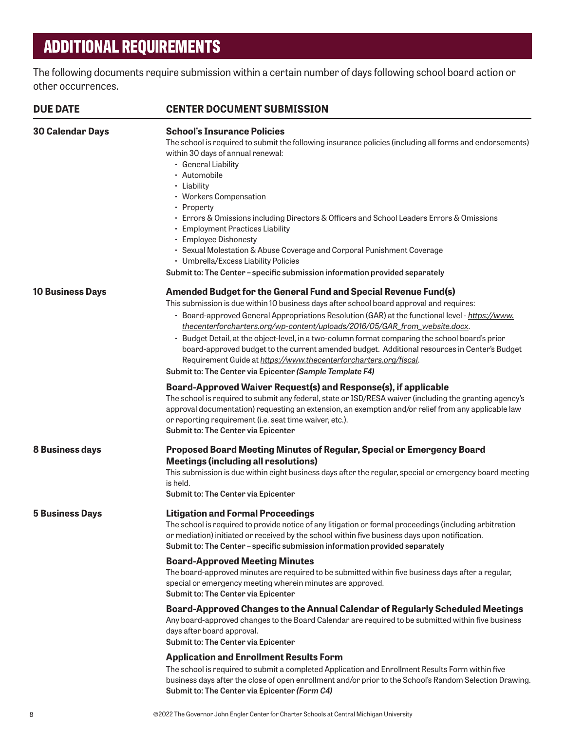# ADDITIONAL REQUIREMENTS

The following documents require submission within a certain number of days following school board action or other occurrences.

| DUE DATE | CENTER DOCUMENT SUBMISSION |
|---|---|
| **30 Calendar Days** | **School's Insurance Policies**<br>The school is required to submit the following insurance policies (including all forms and endorsements) within 30 days of annual renewal:<br>• General Liability<br>• Automobile<br>• Liability<br>• Workers Compensation<br>• Property<br>• Errors & Omissions including Directors & Officers and School Leaders Errors & Omissions<br>• Employment Practices Liability<br>• Employee Dishonesty<br>• Sexual Molestation & Abuse Coverage and Corporal Punishment Coverage<br>• Umbrella/Excess Liability Policies<br>**Submit to: The Center – specific submission information provided separately** |
| **10 Business Days** | **Amended Budget for the General Fund and Special Revenue Fund(s)**<br>This submission is due within 10 business days after school board approval and requires:<br>• Board-approved General Appropriations Resolution (GAR) at the functional level - *https://www.thecenterforcharters.org/wp-content/uploads/2016/05/GAR_from_website.docx*.<br>• Budget Detail, at the object-level, in a two-column format comparing the school board's prior board-approved budget to the current amended budget. Additional resources in Center's Budget Requirement Guide at *https://www.thecenterforcharters.org/fiscal*.<br>**Submit to: The Center via Epicenter *(Sample Template F4)*** |
| | **Board-Approved Waiver Request(s) and Response(s), if applicable**<br>The school is required to submit any federal, state or ISD/RESA waiver (including the granting agency's approval documentation) requesting an extension, an exemption and/or relief from any applicable law or reporting requirement (i.e. seat time waiver, etc.).<br>**Submit to: The Center via Epicenter** |
| **8 Business days** | **Proposed Board Meeting Minutes of Regular, Special or Emergency Board Meetings (including all resolutions)**<br>This submission is due within eight business days after the regular, special or emergency board meeting is held.<br>**Submit to: The Center via Epicenter** |
| **5 Business Days** | **Litigation and Formal Proceedings**<br>The school is required to provide notice of any litigation or formal proceedings (including arbitration or mediation) initiated or received by the school within five business days upon notification.<br>**Submit to: The Center – specific submission information provided separately** |
| | **Board-Approved Meeting Minutes**<br>The board-approved minutes are required to be submitted within five business days after a regular, special or emergency meeting wherein minutes are approved.<br>**Submit to: The Center via Epicenter** |
| | **Board-Approved Changes to the Annual Calendar of Regularly Scheduled Meetings**<br>Any board-approved changes to the Board Calendar are required to be submitted within five business days after board approval.<br>**Submit to: The Center via Epicenter** |
| | **Application and Enrollment Results Form**<br>The school is required to submit a completed Application and Enrollment Results Form within five business days after the close of open enrollment and/or prior to the School's Random Selection Drawing.<br>**Submit to: The Center via Epicenter *(Form C4)*** |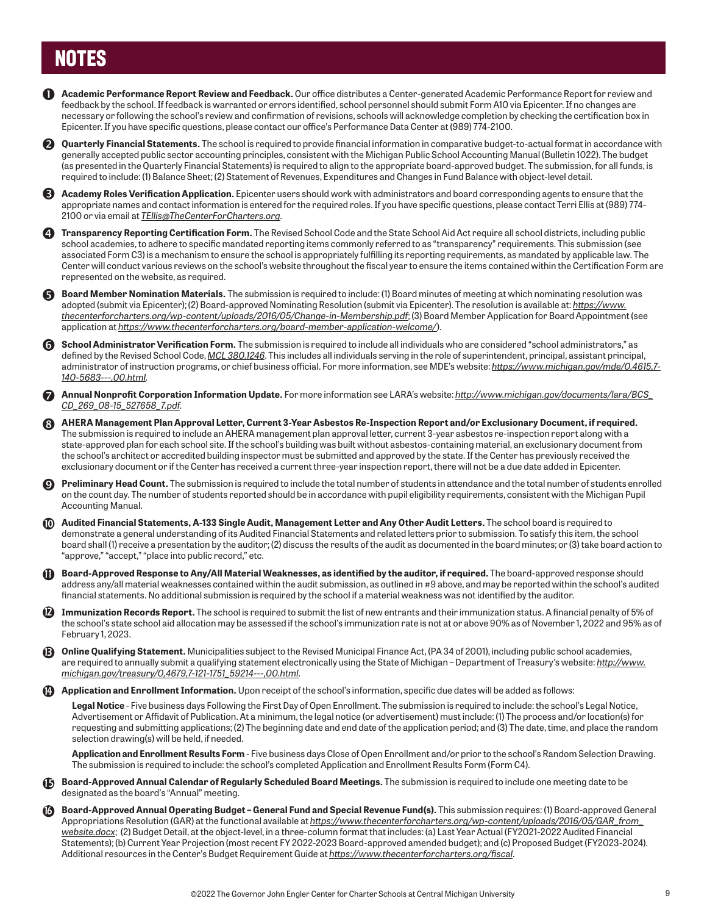# NOTES

1. **Academic Performance Report Review and Feedback.** Our office distributes a Center-generated Academic Performance Report for review and feedback by the school. If feedback is warranted or errors identified, school personnel should submit Form A10 via Epicenter. If no changes are necessary or following the school's review and confirmation of revisions, schools will acknowledge completion by checking the certification box in Epicenter. If you have specific questions, please contact our office's Performance Data Center at (989) 774-2100.

2. **Quarterly Financial Statements.** The school is required to provide financial information in comparative budget-to-actual format in accordance with generally accepted public sector accounting principles, consistent with the Michigan Public School Accounting Manual (Bulletin 1022). The budget (as presented in the Quarterly Financial Statements) is required to align to the appropriate board-approved budget. The submission, for all funds, is required to include: (1) Balance Sheet; (2) Statement of Revenues, Expenditures and Changes in Fund Balance with object-level detail.

3. **Academy Roles Verification Application.** Epicenter users should work with administrators and board corresponding agents to ensure that the appropriate names and contact information is entered for the required roles. If you have specific questions, please contact Terri Ellis at (989) 774-2100 or via email at *TEllis@TheCenterForCharters.org*.

4. **Transparency Reporting Certification Form.** The Revised School Code and the State School Aid Act require all school districts, including public school academies, to adhere to specific mandated reporting items commonly referred to as "transparency" requirements. This submission (see associated Form C3) is a mechanism to ensure the school is appropriately fulfilling its reporting requirements, as mandated by applicable law. The Center will conduct various reviews on the school's website throughout the fiscal year to ensure the items contained within the Certification Form are represented on the website, as required.

5. **Board Member Nomination Materials.** The submission is required to include: (1) Board minutes of meeting at which nominating resolution was adopted (submit via Epicenter); (2) Board-approved Nominating Resolution (submit via Epicenter). The resolution is available at: *https://www.thecenterforcharters.org/wp-content/uploads/2016/05/Change-in-Membership.pdf*; (3) Board Member Application for Board Appointment (see application at *https://www.thecenterforcharters.org/board-member-application-welcome/*).

6. **School Administrator Verification Form.** The submission is required to include all individuals who are considered "school administrators," as defined by the Revised School Code, *MCL 380.1246*. This includes all individuals serving in the role of superintendent, principal, assistant principal, administrator of instruction programs, or chief business official. For more information, see MDE's website: *https://www.michigan.gov/mde/0,4615,7-140-5683---,00.html*.

7. **Annual Nonprofit Corporation Information Update.** For more information see LARA's website: *http://www.michigan.gov/documents/lara/BCS_CD_269_08-15_527658_7.pdf*.

8. **AHERA Management Plan Approval Letter, Current 3-Year Asbestos Re-Inspection Report and/or Exclusionary Document, if required.** The submission is required to include an AHERA management plan approval letter, current 3-year asbestos re-inspection report along with a state-approved plan for each school site. If the school's building was built without asbestos-containing material, an exclusionary document from the school's architect or accredited building inspector must be submitted and approved by the state. If the Center has previously received the exclusionary document or if the Center has received a current three-year inspection report, there will not be a due date added in Epicenter.

9. **Preliminary Head Count.** The submission is required to include the total number of students in attendance and the total number of students enrolled on the count day. The number of students reported should be in accordance with pupil eligibility requirements, consistent with the Michigan Pupil Accounting Manual.

10. **Audited Financial Statements, A-133 Single Audit, Management Letter and Any Other Audit Letters.** The school board is required to demonstrate a general understanding of its Audited Financial Statements and related letters prior to submission. To satisfy this item, the school board shall (1) receive a presentation by the auditor; (2) discuss the results of the audit as documented in the board minutes; or (3) take board action to "approve," "accept," "place into public record," etc.

11. **Board-Approved Response to Any/All Material Weaknesses, as identified by the auditor, if required.** The board-approved response should address any/all material weaknesses contained within the audit submission, as outlined in #9 above, and may be reported within the school's audited financial statements. No additional submission is required by the school if a material weakness was not identified by the auditor.

12. **Immunization Records Report.** The school is required to submit the list of new entrants and their immunization status. A financial penalty of 5% of the school's state school aid allocation may be assessed if the school's immunization rate is not at or above 90% as of November 1, 2022 and 95% as of February 1, 2023.

13. **Online Qualifying Statement.** Municipalities subject to the Revised Municipal Finance Act, (PA 34 of 2001), including public school academies, are required to annually submit a qualifying statement electronically using the State of Michigan – Department of Treasury's website: *http://www.michigan.gov/treasury/0,4679,7-121-1751_59214---,00.html*.

14. **Application and Enrollment Information.** Upon receipt of the school's information, specific due dates will be added as follows:

    **Legal Notice** - Five business days Following the First Day of Open Enrollment. The submission is required to include: the school's Legal Notice, Advertisement or Affidavit of Publication. At a minimum, the legal notice (or advertisement) must include: (1) The process and/or location(s) for requesting and submitting applications; (2) The beginning date and end date of the application period; and (3) The date, time, and place the random selection drawing(s) will be held, if needed.

    **Application and Enrollment Results Form** - Five business days Close of Open Enrollment and/or prior to the school's Random Selection Drawing. The submission is required to include: the school's completed Application and Enrollment Results Form (Form C4).

15. **Board-Approved Annual Calendar of Regularly Scheduled Board Meetings.** The submission is required to include one meeting date to be designated as the board's "Annual" meeting.

16. **Board-Approved Annual Operating Budget – General Fund and Special Revenue Fund(s).** This submission requires: (1) Board-approved General Appropriations Resolution (GAR) at the functional available at *https://www.thecenterforcharters.org/wp-content/uploads/2016/05/GAR_from_website.docx*; (2) Budget Detail, at the object-level, in a three-column format that includes: (a) Last Year Actual (FY2021-2022 Audited Financial Statements); (b) Current Year Projection (most recent FY 2022-2023 Board-approved amended budget); and (c) Proposed Budget (FY2023-2024). Additional resources in the Center's Budget Requirement Guide at *https://www.thecenterforcharters.org/fiscal*.

©2022 The Governor John Engler Center for Charter Schools at Central Michigan University